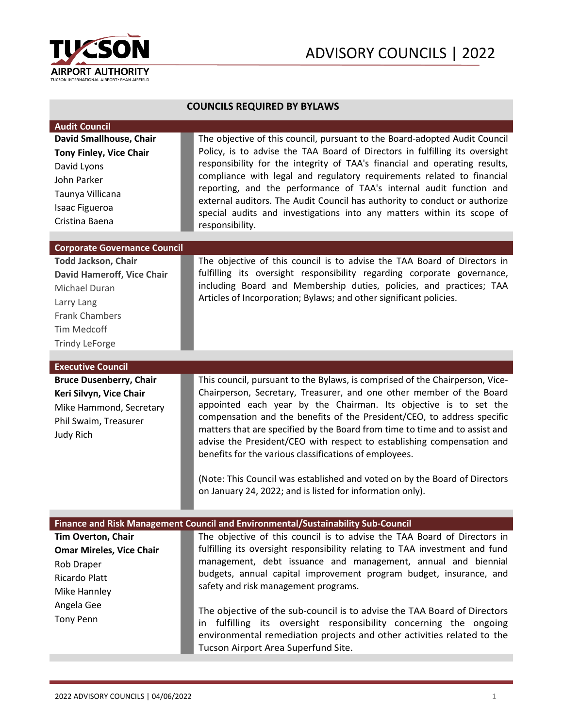# ADVISORY COUNCILS | 2022

## COUNCILS REQUIRED BY BYLAWS

### Audit Council

**David Smallhouse, Chair**
**Tony Finley, Vice Chair**
David Lyons
John Parker
Taunya Villicana
Isaac Figueroa
Cristina Baena

The objective of this council, pursuant to the Board-adopted Audit Council Policy, is to advise the TAA Board of Directors in fulfilling its oversight responsibility for the integrity of TAA's financial and operating results, compliance with legal and regulatory requirements related to financial reporting, and the performance of TAA's internal audit function and external auditors. The Audit Council has authority to conduct or authorize special audits and investigations into any matters within its scope of responsibility.

### Corporate Governance Council

**Todd Jackson, Chair**
**David Hameroff, Vice Chair**
Michael Duran
Larry Lang
Frank Chambers
Tim Medcoff
Trindy LeForge

The objective of this council is to advise the TAA Board of Directors in fulfilling its oversight responsibility regarding corporate governance, including Board and Membership duties, policies, and practices; TAA Articles of Incorporation; Bylaws; and other significant policies.

### Executive Council

**Bruce Dusenberry, Chair**
**Keri Silvyn, Vice Chair**
Mike Hammond, Secretary
Phil Swaim, Treasurer
Judy Rich

This council, pursuant to the Bylaws, is comprised of the Chairperson, Vice-Chairperson, Secretary, Treasurer, and one other member of the Board appointed each year by the Chairman. Its objective is to set the compensation and the benefits of the President/CEO, to address specific matters that are specified by the Board from time to time and to assist and advise the President/CEO with respect to establishing compensation and benefits for the various classifications of employees.

(Note: This Council was established and voted on by the Board of Directors on January 24, 2022; and is listed for information only).

### Finance and Risk Management Council and Environmental/Sustainability Sub-Council

**Tim Overton, Chair**
**Omar Mireles, Vice Chair**
Rob Draper
Ricardo Platt
Mike Hannley
Angela Gee
Tony Penn

The objective of this council is to advise the TAA Board of Directors in fulfilling its oversight responsibility relating to TAA investment and fund management, debt issuance and management, annual and biennial budgets, annual capital improvement program budget, insurance, and safety and risk management programs.

The objective of the sub-council is to advise the TAA Board of Directors in fulfilling its oversight responsibility concerning the ongoing environmental remediation projects and other activities related to the Tucson Airport Area Superfund Site.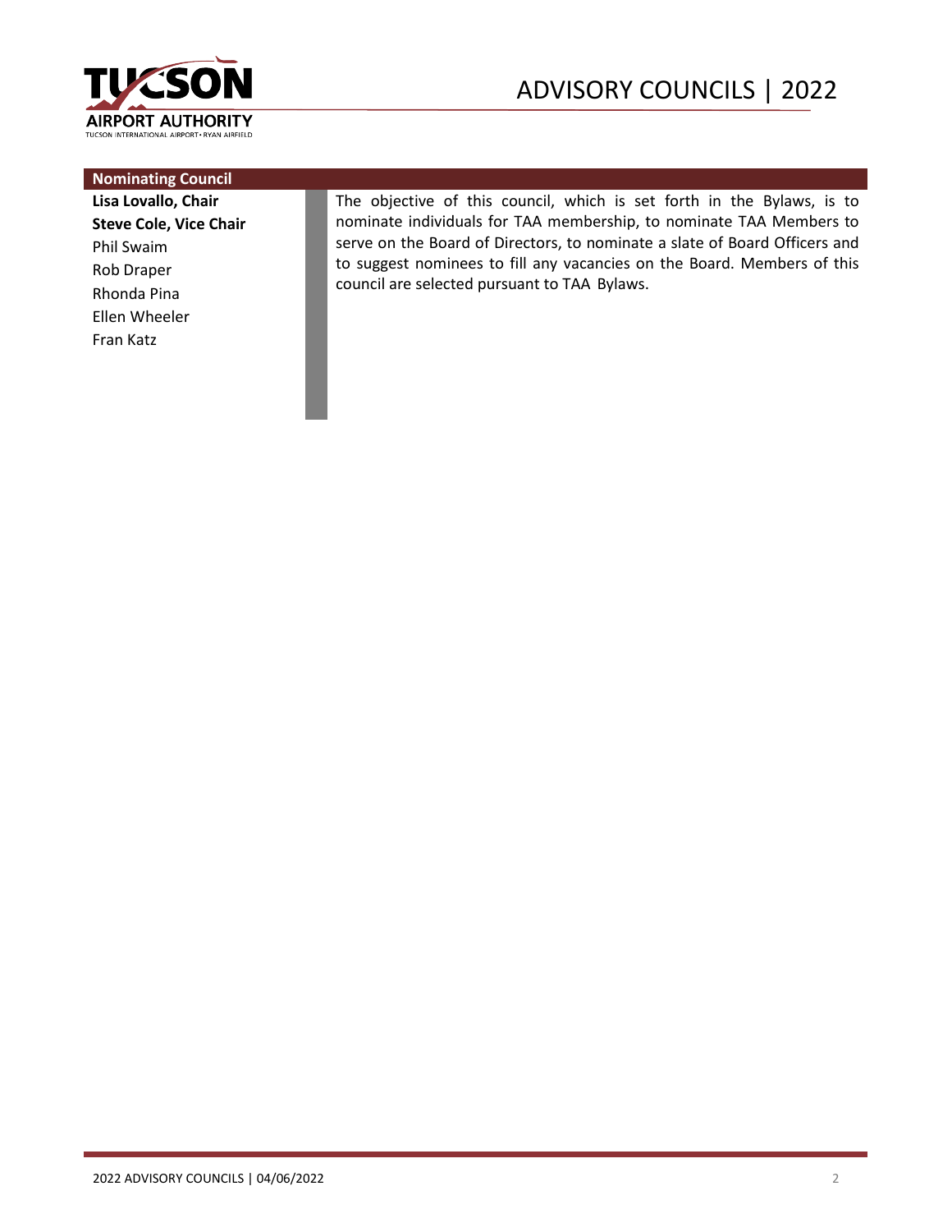## Nominating Council

**Lisa Lovallo, Chair**
**Steve Cole, Vice Chair**
Phil Swaim
Rob Draper
Rhonda Pina
Ellen Wheeler
Fran Katz

The objective of this council, which is set forth in the Bylaws, is to nominate individuals for TAA membership, to nominate TAA Members to serve on the Board of Directors, to nominate a slate of Board Officers and to suggest nominees to fill any vacancies on the Board. Members of this council are selected pursuant to TAA Bylaws.